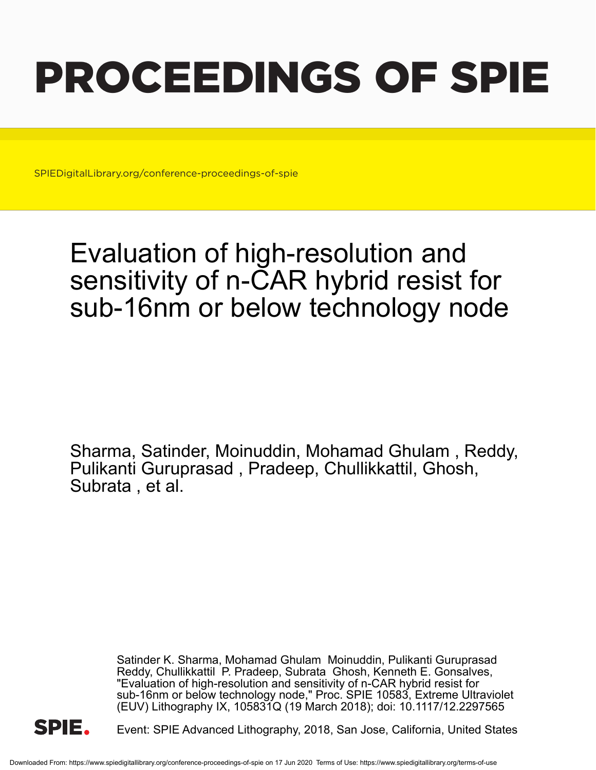# PROCEEDINGS OF SPIE

SPIEDigitalLibrary.org/conference-proceedings-of-spie

## Evaluation of high-resolution and sensitivity of n-CAR hybrid resist for sub-16nm or below technology node

Sharma, Satinder, Moinuddin, Mohamad Ghulam , Reddy, Pulikanti Guruprasad , Pradeep, Chullikkattil, Ghosh, Subrata , et al.

Satinder K. Sharma, Mohamad Ghulam Moinuddin, Pulikanti Guruprasad Reddy, Chullikkattil P. Pradeep, Subrata Ghosh, Kenneth E. Gonsalves, "Evaluation of high-resolution and sensitivity of n-CAR hybrid resist for sub-16nm or below technology node," Proc. SPIE 10583, Extreme Ultraviolet (EUV) Lithography IX, 105831Q (19 March 2018); doi: 10.1117/12.2297565

SPIE.

Event: SPIE Advanced Lithography, 2018, San Jose, California, United States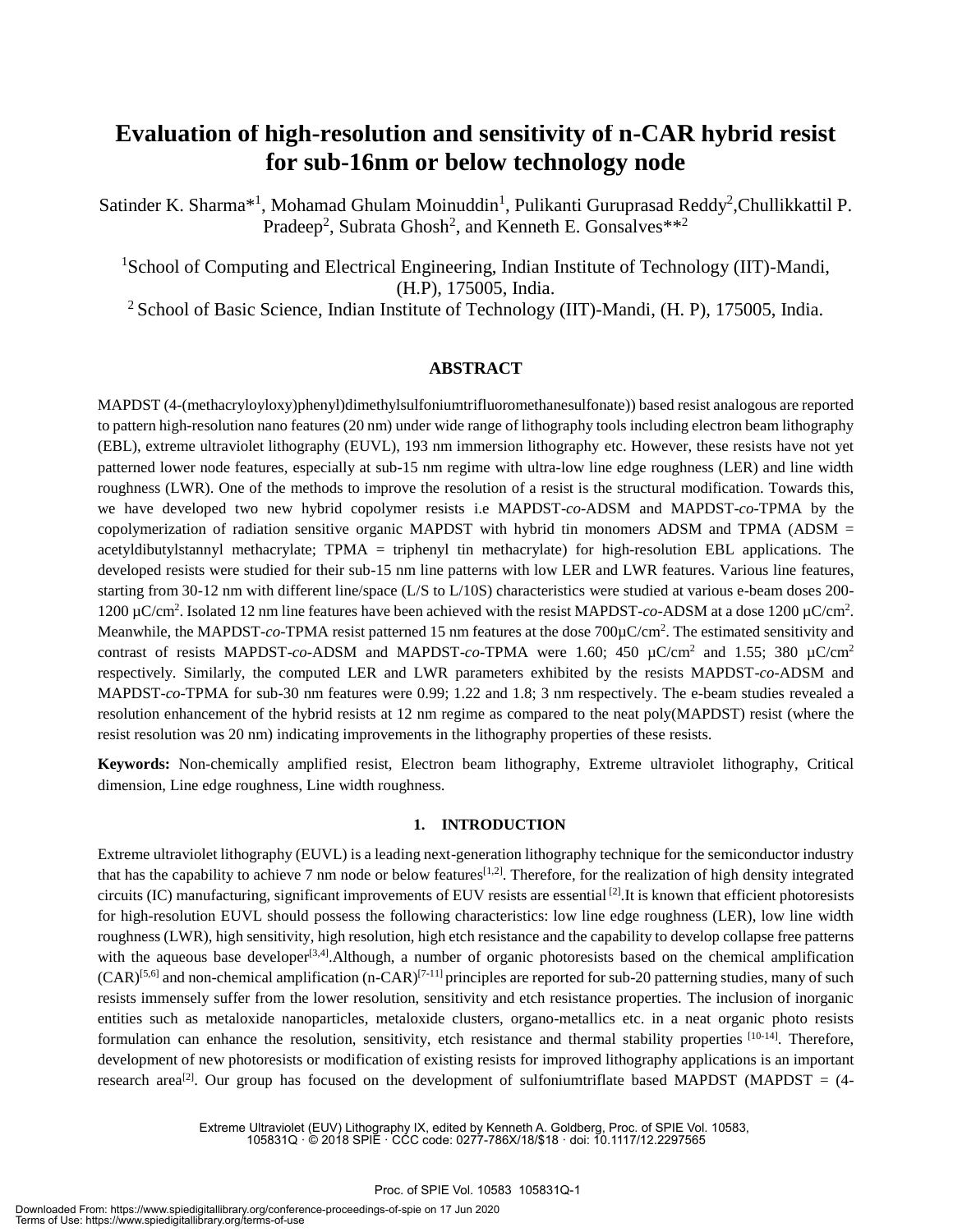# Evaluation of high-resolution and sensitivity of n-CAR hybrid resist for sub-16nm or below technology node

Satinder K. Sharma*[1], Mohamad Ghulam Moinuddin[1], Pulikanti Guruprasad Reddy[2], Chullikkattil P. Pradeep[2], Subrata Ghosh[2], and Kenneth E. Gonsalves**[2]

[1]School of Computing and Electrical Engineering, Indian Institute of Technology (IIT)-Mandi, (H.P), 175005, India.

[2] School of Basic Science, Indian Institute of Technology (IIT)-Mandi, (H. P), 175005, India.

## ABSTRACT

MAPDST (4-(methacryloyloxy)phenyl)dimethylsulfoniumtrifluoromethanesulfonate)) based resist analogous are reported to pattern high-resolution nano features (20 nm) under wide range of lithography tools including electron beam lithography (EBL), extreme ultraviolet lithography (EUVL), 193 nm immersion lithography etc. However, these resists have not yet patterned lower node features, especially at sub-15 nm regime with ultra-low line edge roughness (LER) and line width roughness (LWR). One of the methods to improve the resolution of a resist is the structural modification. Towards this, we have developed two new hybrid copolymer resists i.e MAPDST-*co*-ADSM and MAPDST-*co*-TPMA by the copolymerization of radiation sensitive organic MAPDST with hybrid tin monomers ADSM and TPMA (ADSM = acetyldibutylstannyl methacrylate; TPMA = triphenyl tin methacrylate) for high-resolution EBL applications. The developed resists were studied for their sub-15 nm line patterns with low LER and LWR features. Various line features, starting from 30-12 nm with different line/space (L/S to L/10S) characteristics were studied at various e-beam doses 200-1200 µC/cm$^2$. Isolated 12 nm line features have been achieved with the resist MAPDST-*co*-ADSM at a dose 1200 µC/cm$^2$. Meanwhile, the MAPDST-*co*-TPMA resist patterned 15 nm features at the dose 700µC/cm$^2$. The estimated sensitivity and contrast of resists MAPDST-*co*-ADSM and MAPDST-*co*-TPMA were 1.60; 450 µC/cm$^2$ and 1.55; 380 µC/cm$^2$ respectively. Similarly, the computed LER and LWR parameters exhibited by the resists MAPDST-*co*-ADSM and MAPDST-*co*-TPMA for sub-30 nm features were 0.99; 1.22 and 1.8; 3 nm respectively. The e-beam studies revealed a resolution enhancement of the hybrid resists at 12 nm regime as compared to the neat poly(MAPDST) resist (where the resist resolution was 20 nm) indicating improvements in the lithography properties of these resists.

**Keywords:** Non-chemically amplified resist, Electron beam lithography, Extreme ultraviolet lithography, Critical dimension, Line edge roughness, Line width roughness.

## 1. INTRODUCTION

Extreme ultraviolet lithography (EUVL) is a leading next-generation lithography technique for the semiconductor industry that has the capability to achieve 7 nm node or below features[1,2]. Therefore, for the realization of high density integrated circuits (IC) manufacturing, significant improvements of EUV resists are essential [2].It is known that efficient photoresists for high-resolution EUVL should possess the following characteristics: low line edge roughness (LER), low line width roughness (LWR), high sensitivity, high resolution, high etch resistance and the capability to develop collapse free patterns with the aqueous base developer[3,4].Although, a number of organic photoresists based on the chemical amplification (CAR)[5,6] and non-chemical amplification (n-CAR)[7-11] principles are reported for sub-20 patterning studies, many of such resists immensely suffer from the lower resolution, sensitivity and etch resistance properties. The inclusion of inorganic entities such as metaloxide nanoparticles, metaloxide clusters, organo-metallics etc. in a neat organic photo resists formulation can enhance the resolution, sensitivity, etch resistance and thermal stability properties [10-14]. Therefore, development of new photoresists or modification of existing resists for improved lithography applications is an important research area[2]. Our group has focused on the development of sulfoniumtriflate based MAPDST (MAPDST = (4-

Extreme Ultraviolet (EUV) Lithography IX, edited by Kenneth A. Goldberg, Proc. of SPIE Vol. 10583, 105831Q · © 2018 SPIE · CCC code: 0277-786X/18/$18 · doi: 10.1117/12.2297565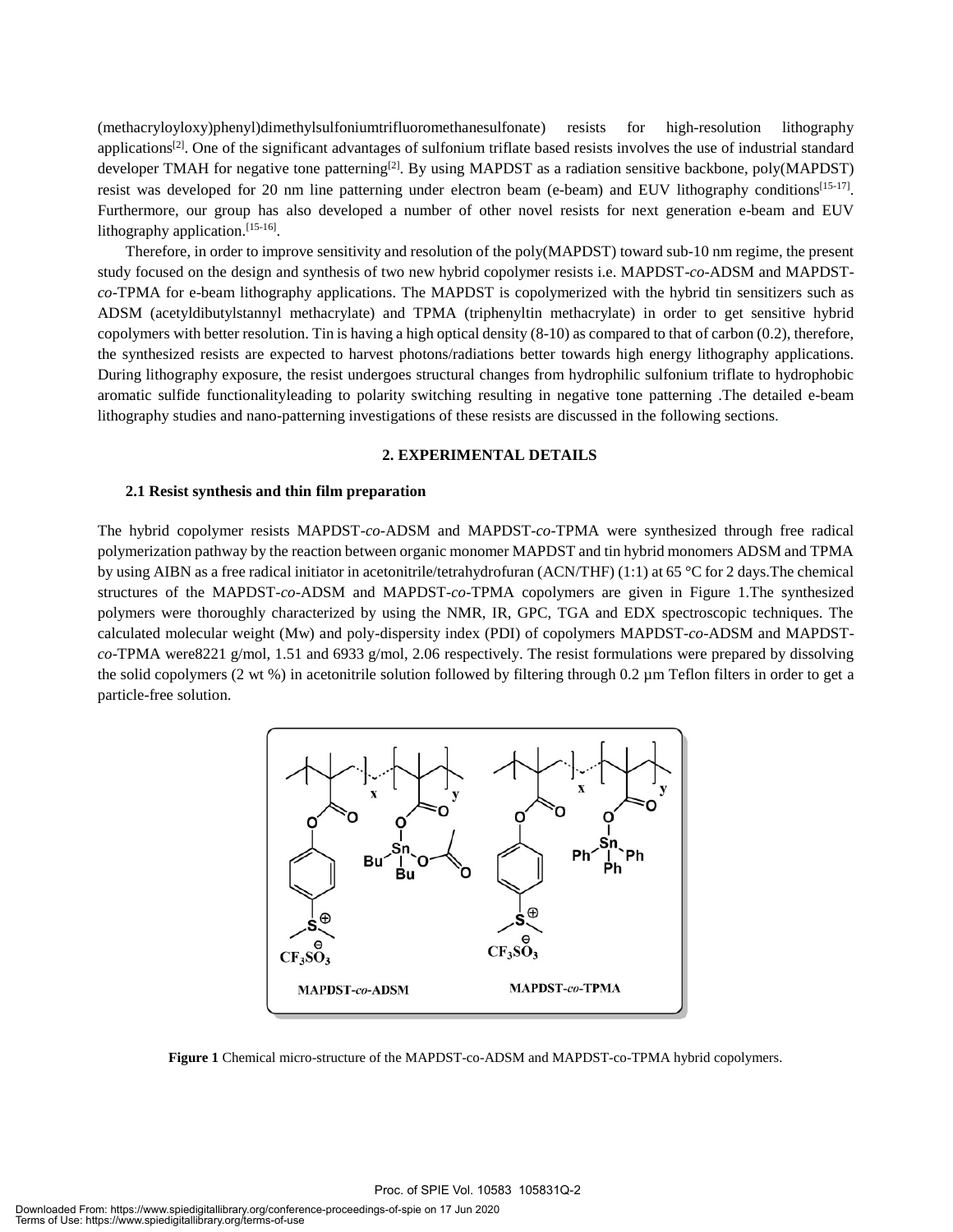(methacryloyloxy)phenyl)dimethylsulfoniumtrifluoromethanesulfonate) resists for high-resolution lithography applications[2]. One of the significant advantages of sulfonium triflate based resists involves the use of industrial standard developer TMAH for negative tone patterning[2]. By using MAPDST as a radiation sensitive backbone, poly(MAPDST) resist was developed for 20 nm line patterning under electron beam (e-beam) and EUV lithography conditions[15-17]. Furthermore, our group has also developed a number of other novel resists for next generation e-beam and EUV lithography application.[15-16].

Therefore, in order to improve sensitivity and resolution of the poly(MAPDST) toward sub-10 nm regime, the present study focused on the design and synthesis of two new hybrid copolymer resists i.e. MAPDST-*co*-ADSM and MAPDST-*co*-TPMA for e-beam lithography applications. The MAPDST is copolymerized with the hybrid tin sensitizers such as ADSM (acetyldibutylstannyl methacrylate) and TPMA (triphenyltin methacrylate) in order to get sensitive hybrid copolymers with better resolution. Tin is having a high optical density (8-10) as compared to that of carbon (0.2), therefore, the synthesized resists are expected to harvest photons/radiations better towards high energy lithography applications. During lithography exposure, the resist undergoes structural changes from hydrophilic sulfonium triflate to hydrophobic aromatic sulfide functionalityleading to polarity switching resulting in negative tone patterning .The detailed e-beam lithography studies and nano-patterning investigations of these resists are discussed in the following sections.

## 2. EXPERIMENTAL DETAILS

### 2.1 Resist synthesis and thin film preparation

The hybrid copolymer resists MAPDST-*co*-ADSM and MAPDST-*co*-TPMA were synthesized through free radical polymerization pathway by the reaction between organic monomer MAPDST and tin hybrid monomers ADSM and TPMA by using AIBN as a free radical initiator in acetonitrile/tetrahydrofuran (ACN/THF) (1:1) at 65 °C for 2 days.The chemical structures of the MAPDST-*co*-ADSM and MAPDST-*co*-TPMA copolymers are given in Figure 1.The synthesized polymers were thoroughly characterized by using the NMR, IR, GPC, TGA and EDX spectroscopic techniques. The calculated molecular weight (Mw) and poly-dispersity index (PDI) of copolymers MAPDST-*co*-ADSM and MAPDST-*co*-TPMA were8221 g/mol, 1.51 and 6933 g/mol, 2.06 respectively. The resist formulations were prepared by dissolving the solid copolymers (2 wt %) in acetonitrile solution followed by filtering through 0.2 µm Teflon filters in order to get a particle-free solution.

**Figure 1** Chemical micro-structure of the MAPDST-co-ADSM and MAPDST-co-TPMA hybrid copolymers.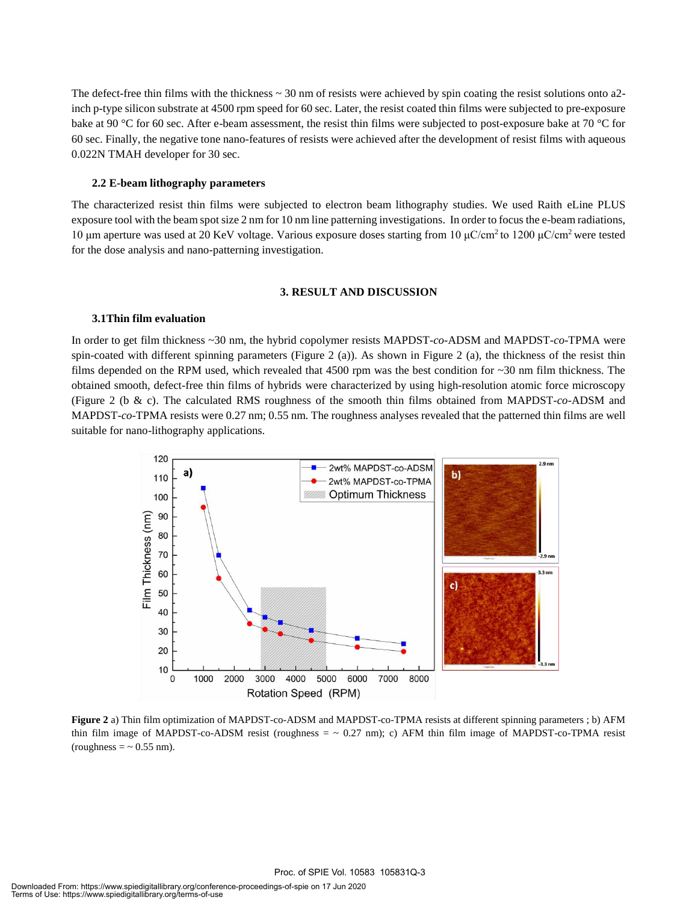The defect-free thin films with the thickness ~ 30 nm of resists were achieved by spin coating the resist solutions onto a2-inch p-type silicon substrate at 4500 rpm speed for 60 sec. Later, the resist coated thin films were subjected to pre-exposure bake at 90 °C for 60 sec. After e-beam assessment, the resist thin films were subjected to post-exposure bake at 70 °C for 60 sec. Finally, the negative tone nano-features of resists were achieved after the development of resist films with aqueous 0.022N TMAH developer for 30 sec.

### 2.2 E-beam lithography parameters

The characterized resist thin films were subjected to electron beam lithography studies. We used Raith eLine PLUS exposure tool with the beam spot size 2 nm for 10 nm line patterning investigations. In order to focus the e-beam radiations, 10 μm aperture was used at 20 KeV voltage. Various exposure doses starting from 10 μC/cm$^2$ to 1200 μC/cm$^2$ were tested for the dose analysis and nano-patterning investigation.

## 3. RESULT AND DISCUSSION

### 3.1Thin film evaluation

In order to get film thickness ~30 nm, the hybrid copolymer resists MAPDST-*co*-ADSM and MAPDST-*co*-TPMA were spin-coated with different spinning parameters (Figure 2 (a)). As shown in Figure 2 (a), the thickness of the resist thin films depended on the RPM used, which revealed that 4500 rpm was the best condition for ~30 nm film thickness. The obtained smooth, defect-free thin films of hybrids were characterized by using high-resolution atomic force microscopy (Figure 2 (b & c). The calculated RMS roughness of the smooth thin films obtained from MAPDST-*co*-ADSM and MAPDST-*co*-TPMA resists were 0.27 nm; 0.55 nm. The roughness analyses revealed that the patterned thin films are well suitable for nano-lithography applications.

**Figure 2** a) Thin film optimization of MAPDST-co-ADSM and MAPDST-co-TPMA resists at different spinning parameters ; b) AFM thin film image of MAPDST-co-ADSM resist (roughness = ~ 0.27 nm); c) AFM thin film image of MAPDST-co-TPMA resist (roughness = ~ 0.55 nm).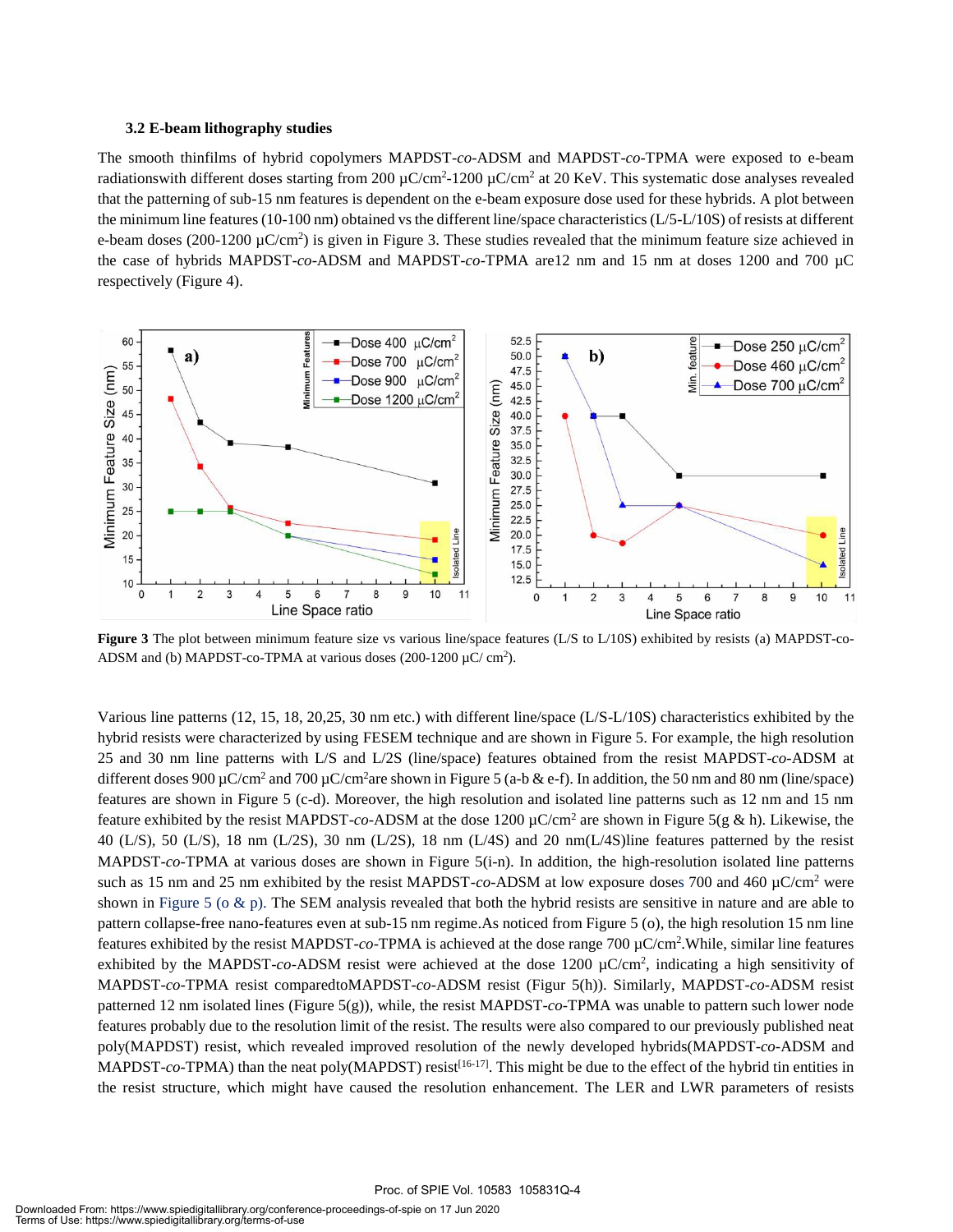### 3.2 E-beam lithography studies

The smooth thinfilms of hybrid copolymers MAPDST-*co*-ADSM and MAPDST-*co*-TPMA were exposed to e-beam radiationswith different doses starting from 200 μC/cm$^2$-1200 μC/cm$^2$ at 20 KeV. This systematic dose analyses revealed that the patterning of sub-15 nm features is dependent on the e-beam exposure dose used for these hybrids. A plot between the minimum line features (10-100 nm) obtained vs the different line/space characteristics (L/5-L/10S) of resists at different e-beam doses (200-1200 μC/cm$^2$) is given in Figure 3. These studies revealed that the minimum feature size achieved in the case of hybrids MAPDST-*co*-ADSM and MAPDST-*co*-TPMA are12 nm and 15 nm at doses 1200 and 700 μC respectively (Figure 4).

**Figure 3** The plot between minimum feature size vs various line/space features (L/S to L/10S) exhibited by resists (a) MAPDST-co-ADSM and (b) MAPDST-co-TPMA at various doses (200-1200 μC/ cm$^2$).

Various line patterns (12, 15, 18, 20,25, 30 nm etc.) with different line/space (L/S-L/10S) characteristics exhibited by the hybrid resists were characterized by using FESEM technique and are shown in Figure 5. For example, the high resolution 25 and 30 nm line patterns with L/S and L/2S (line/space) features obtained from the resist MAPDST-*co*-ADSM at different doses 900 μC/cm$^2$ and 700 μC/cm$^2$are shown in Figure 5 (a-b & e-f). In addition, the 50 nm and 80 nm (line/space) features are shown in Figure 5 (c-d). Moreover, the high resolution and isolated line patterns such as 12 nm and 15 nm feature exhibited by the resist MAPDST-*co*-ADSM at the dose 1200 μC/cm$^2$ are shown in Figure 5(g & h). Likewise, the 40 (L/S), 50 (L/S), 18 nm (L/2S), 30 nm (L/2S), 18 nm (L/4S) and 20 nm(L/4S)line features patterned by the resist MAPDST-*co*-TPMA at various doses are shown in Figure 5(i-n). In addition, the high-resolution isolated line patterns such as 15 nm and 25 nm exhibited by the resist MAPDST-*co*-ADSM at low exposure doses 700 and 460 μC/cm$^2$ were shown in Figure 5 (o & p). The SEM analysis revealed that both the hybrid resists are sensitive in nature and are able to pattern collapse-free nano-features even at sub-15 nm regime.As noticed from Figure 5 (o), the high resolution 15 nm line features exhibited by the resist MAPDST-*co*-TPMA is achieved at the dose range 700 μC/cm$^2$.While, similar line features exhibited by the MAPDST-*co*-ADSM resist were achieved at the dose 1200 μC/cm$^2$, indicating a high sensitivity of MAPDST-*co*-TPMA resist comparedtoMAPDST-*co*-ADSM resist (Figur 5(h)). Similarly, MAPDST-*co*-ADSM resist patterned 12 nm isolated lines (Figure 5(g)), while, the resist MAPDST-*co*-TPMA was unable to pattern such lower node features probably due to the resolution limit of the resist. The results were also compared to our previously published neat poly(MAPDST) resist, which revealed improved resolution of the newly developed hybrids(MAPDST-*co*-ADSM and MAPDST-*co*-TPMA) than the neat poly(MAPDST) resist[16-17]. This might be due to the effect of the hybrid tin entities in the resist structure, which might have caused the resolution enhancement. The LER and LWR parameters of resists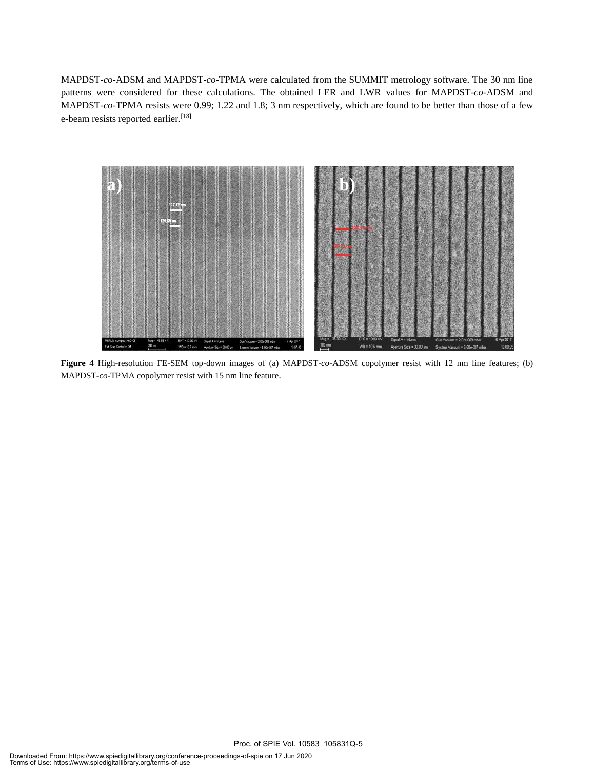MAPDST-*co*-ADSM and MAPDST-*co*-TPMA were calculated from the SUMMIT metrology software. The 30 nm line patterns were considered for these calculations. The obtained LER and LWR values for MAPDST-*co*-ADSM and MAPDST-*co*-TPMA resists were 0.99; 1.22 and 1.8; 3 nm respectively, which are found to be better than those of a few e-beam resists reported earlier.[18]

**Figure 4** High-resolution FE-SEM top-down images of (a) MAPDST-*co*-ADSM copolymer resist with 12 nm line features; (b) MAPDST-*co*-TPMA copolymer resist with 15 nm line feature.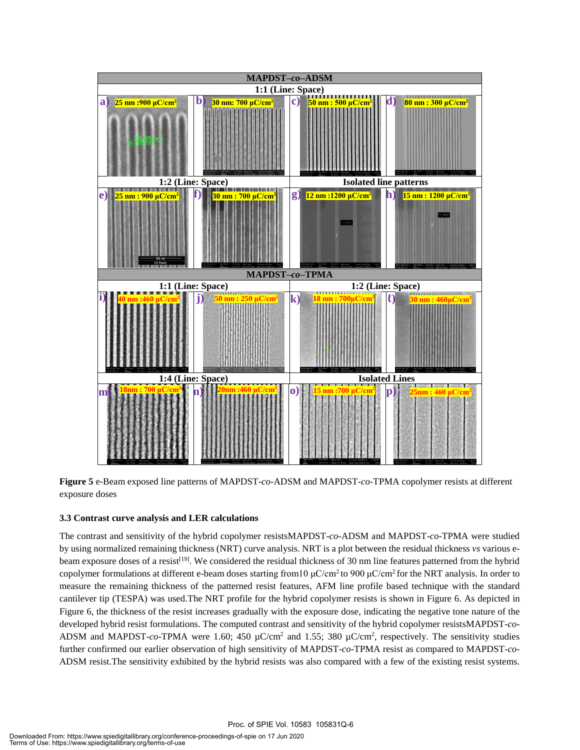**Figure 5** e-Beam exposed line patterns of MAPDST-*co*-ADSM and MAPDST-*co*-TPMA copolymer resists at different exposure doses

### 3.3 Contrast curve analysis and LER calculations

The contrast and sensitivity of the hybrid copolymer resistsMAPDST-*co*-ADSM and MAPDST-*co*-TPMA were studied by using normalized remaining thickness (NRT) curve analysis. NRT is a plot between the residual thickness *vs* various e-beam exposure doses of a resist[19]. We considered the residual thickness of 30 nm line features patterned from the hybrid copolymer formulations at different e-beam doses starting from10 μC/cm$^2$ to 900 μC/cm$^2$ for the NRT analysis. In order to measure the remaining thickness of the patterned resist features, AFM line profile based technique with the standard cantilever tip (TESPA) was used.The NRT profile for the hybrid copolymer resists is shown in Figure 6. As depicted in Figure 6, the thickness of the resist increases gradually with the exposure dose, indicating the negative tone nature of the developed hybrid resist formulations. The computed contrast and sensitivity of the hybrid copolymer resistsMAPDST-*co*-ADSM and MAPDST-*co*-TPMA were 1.60; 450 μC/cm$^2$ and 1.55; 380 μC/cm$^2$, respectively. The sensitivity studies further confirmed our earlier observation of high sensitivity of MAPDST-*co*-TPMA resist as compared to MAPDST-*co*-ADSM resist.The sensitivity exhibited by the hybrid resists was also compared with a few of the existing resist systems.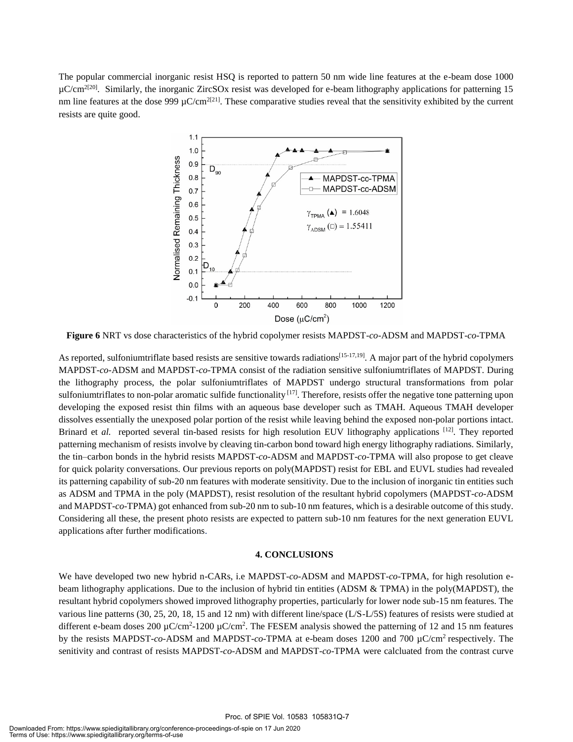The popular commercial inorganic resist HSQ is reported to pattern 50 nm wide line features at the e-beam dose 1000 µC/cm$^2$[20]. Similarly, the inorganic ZircSOx resist was developed for e-beam lithography applications for patterning 15 nm line features at the dose 999 µC/cm$^2$[21]. These comparative studies reveal that the sensitivity exhibited by the current resists are quite good.

**Figure 6** NRT vs dose characteristics of the hybrid copolymer resists MAPDST-*co*-ADSM and MAPDST-*co*-TPMA

As reported, sulfoniumtriflate based resists are sensitive towards radiations[15-17,19]. A major part of the hybrid copolymers MAPDST-*co*-ADSM and MAPDST-*co*-TPMA consist of the radiation sensitive sulfoniumtriflates of MAPDST. During the lithography process, the polar sulfoniumtriflates of MAPDST undergo structural transformations from polar sulfoniumtriflates to non-polar aromatic sulfide functionality [17]. Therefore, resists offer the negative tone patterning upon developing the exposed resist thin films with an aqueous base developer such as TMAH. Aqueous TMAH developer dissolves essentially the unexposed polar portion of the resist while leaving behind the exposed non-polar portions intact. Brinard et *al.* reported several tin-based resists for high resolution EUV lithography applications [12]. They reported patterning mechanism of resists involve by cleaving tin-carbon bond toward high energy lithography radiations. Similarly, the tin–carbon bonds in the hybrid resists MAPDST-*co*-ADSM and MAPDST-*co*-TPMA will also propose to get cleave for quick polarity conversations. Our previous reports on poly(MAPDST) resist for EBL and EUVL studies had revealed its patterning capability of sub-20 nm features with moderate sensitivity. Due to the inclusion of inorganic tin entities such as ADSM and TPMA in the poly (MAPDST), resist resolution of the resultant hybrid copolymers (MAPDST-*co*-ADSM and MAPDST-*co*-TPMA) got enhanced from sub-20 nm to sub-10 nm features, which is a desirable outcome of this study. Considering all these, the present photo resists are expected to pattern sub-10 nm features for the next generation EUVL applications after further modifications.

## 4. CONCLUSIONS

We have developed two new hybrid n-CARs, i.e MAPDST-*co*-ADSM and MAPDST-*co*-TPMA, for high resolution e-beam lithography applications. Due to the inclusion of hybrid tin entities (ADSM & TPMA) in the poly(MAPDST), the resultant hybrid copolymers showed improved lithography properties, particularly for lower node sub-15 nm features. The various line patterns (30, 25, 20, 18, 15 and 12 nm) with different line/space (L/S-L/5S) features of resists were studied at different e-beam doses 200 µC/cm$^2$-1200 µC/cm$^2$. The FESEM analysis showed the patterning of 12 and 15 nm features by the resists MAPDST-*co*-ADSM and MAPDST-*co*-TPMA at e-beam doses 1200 and 700 µC/cm$^2$ respectively. The senitivity and contrast of resists MAPDST-*co*-ADSM and MAPDST-*co*-TPMA were calcluated from the contrast curve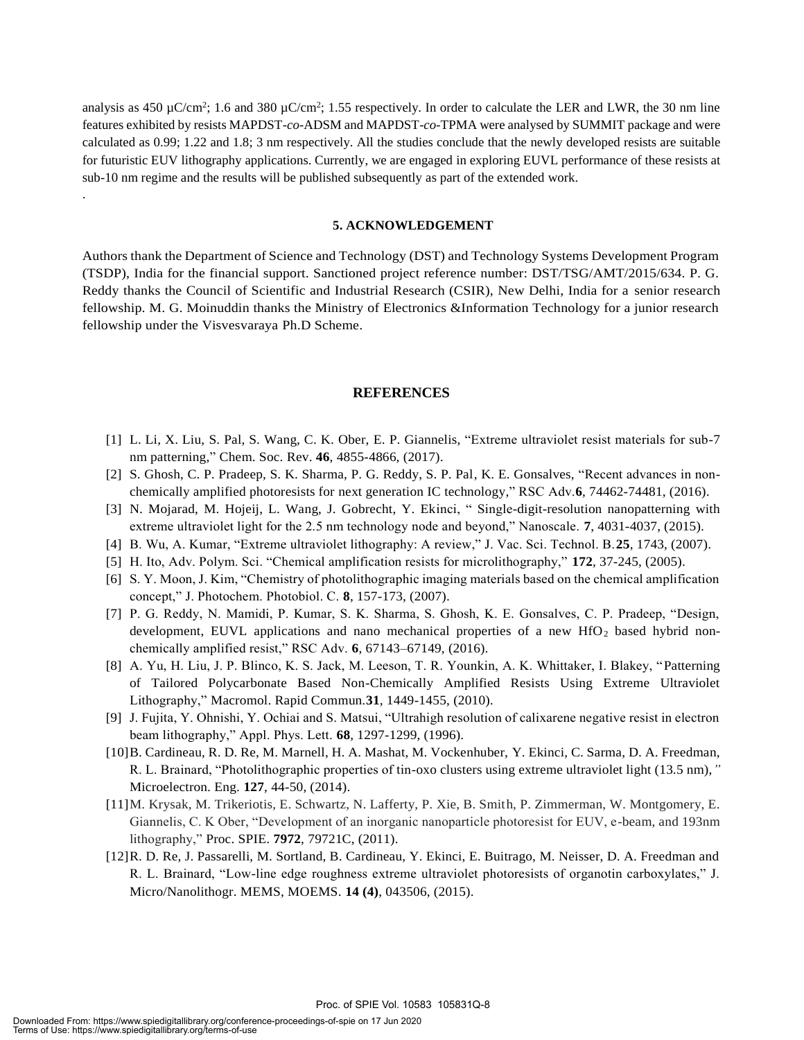analysis as 450 µC/cm$^2$; 1.6 and 380 µC/cm$^2$; 1.55 respectively. In order to calculate the LER and LWR, the 30 nm line features exhibited by resists MAPDST-*co*-ADSM and MAPDST-*co*-TPMA were analysed by SUMMIT package and were calculated as 0.99; 1.22 and 1.8; 3 nm respectively. All the studies conclude that the newly developed resists are suitable for futuristic EUV lithography applications. Currently, we are engaged in exploring EUVL performance of these resists at sub-10 nm regime and the results will be published subsequently as part of the extended work.

.

## 5. ACKNOWLEDGEMENT

Authors thank the Department of Science and Technology (DST) and Technology Systems Development Program (TSDP), India for the financial support. Sanctioned project reference number: DST/TSG/AMT/2015/634. P. G. Reddy thanks the Council of Scientific and Industrial Research (CSIR), New Delhi, India for a senior research fellowship. M. G. Moinuddin thanks the Ministry of Electronics &Information Technology for a junior research fellowship under the Visvesvaraya Ph.D Scheme.

## REFERENCES

[1] L. Li, X. Liu, S. Pal, S. Wang, C. K. Ober, E. P. Giannelis, "Extreme ultraviolet resist materials for sub-7 nm patterning," Chem. Soc. Rev. **46**, 4855-4866, (2017).

[2] S. Ghosh, C. P. Pradeep, S. K. Sharma, P. G. Reddy, S. P. Pal, K. E. Gonsalves, "Recent advances in non-chemically amplified photoresists for next generation IC technology," RSC Adv.**6**, 74462-74481, (2016).

[3] N. Mojarad, M. Hojeij, L. Wang, J. Gobrecht, Y. Ekinci, " Single-digit-resolution nanopatterning with extreme ultraviolet light for the 2.5 nm technology node and beyond," Nanoscale. **7**, 4031-4037, (2015).

[4] B. Wu, A. Kumar, "Extreme ultraviolet lithography: A review," J. Vac. Sci. Technol. B.**25**, 1743, (2007).

[5] H. Ito, Adv. Polym. Sci. "Chemical amplification resists for microlithography," **172**, 37-245, (2005).

[6] S. Y. Moon, J. Kim, "Chemistry of photolithographic imaging materials based on the chemical amplification concept," J. Photochem. Photobiol. C. **8**, 157-173, (2007).

[7] P. G. Reddy, N. Mamidi, P. Kumar, S. K. Sharma, S. Ghosh, K. E. Gonsalves, C. P. Pradeep, "Design, development, EUVL applications and nano mechanical properties of a new $HfO_2$ based hybrid non-chemically amplified resist," RSC Adv. **6**, 67143–67149, (2016).

[8] A. Yu, H. Liu, J. P. Blinco, K. S. Jack, M. Leeson, T. R. Younkin, A. K. Whittaker, I. Blakey, "Patterning of Tailored Polycarbonate Based Non-Chemically Amplified Resists Using Extreme Ultraviolet Lithography," Macromol. Rapid Commun.**31**, 1449-1455, (2010).

[9] J. Fujita, Y. Ohnishi, Y. Ochiai and S. Matsui, "Ultrahigh resolution of calixarene negative resist in electron beam lithography," Appl. Phys. Lett. **68**, 1297-1299, (1996).

[10] B. Cardineau, R. D. Re, M. Marnell, H. A. Mashat, M. Vockenhuber, Y. Ekinci, C. Sarma, D. A. Freedman, R. L. Brainard, "Photolithographic properties of tin-oxo clusters using extreme ultraviolet light (13.5 nm)," Microelectron. Eng. **127**, 44-50, (2014).

[11] M. Krysak, M. Trikeriotis, E. Schwartz, N. Lafferty, P. Xie, B. Smith, P. Zimmerman, W. Montgomery, E. Giannelis, C. K Ober, "Development of an inorganic nanoparticle photoresist for EUV, e-beam, and 193nm lithography," Proc. SPIE. **7972**, 79721C, (2011).

[12] R. D. Re, J. Passarelli, M. Sortland, B. Cardineau, Y. Ekinci, E. Buitrago, M. Neisser, D. A. Freedman and R. L. Brainard, "Low-line edge roughness extreme ultraviolet photoresists of organotin carboxylates," J. Micro/Nanolithogr. MEMS, MOEMS. **14 (4)**, 043506, (2015).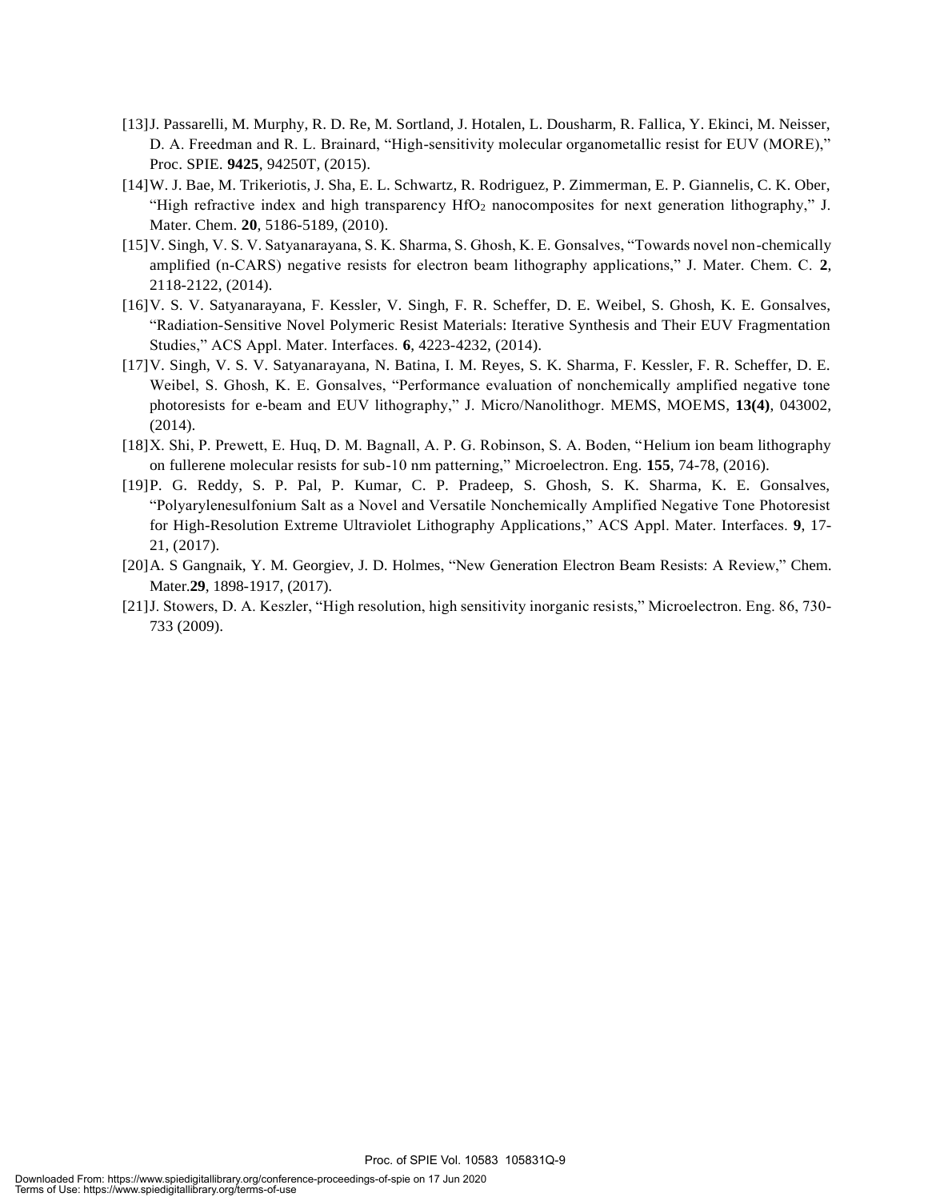[13] J. Passarelli, M. Murphy, R. D. Re, M. Sortland, J. Hotalen, L. Dousharm, R. Fallica, Y. Ekinci, M. Neisser, D. A. Freedman and R. L. Brainard, "High-sensitivity molecular organometallic resist for EUV (MORE)," Proc. SPIE. **9425**, 94250T, (2015).

[14] W. J. Bae, M. Trikeriotis, J. Sha, E. L. Schwartz, R. Rodriguez, P. Zimmerman, E. P. Giannelis, C. K. Ober, "High refractive index and high transparency $HfO_2$ nanocomposites for next generation lithography," J. Mater. Chem. **20**, 5186-5189, (2010).

[15] V. Singh, V. S. V. Satyanarayana, S. K. Sharma, S. Ghosh, K. E. Gonsalves, "Towards novel non-chemically amplified (n-CARS) negative resists for electron beam lithography applications," J. Mater. Chem. C. **2**, 2118-2122, (2014).

[16] V. S. V. Satyanarayana, F. Kessler, V. Singh, F. R. Scheffer, D. E. Weibel, S. Ghosh, K. E. Gonsalves, "Radiation-Sensitive Novel Polymeric Resist Materials: Iterative Synthesis and Their EUV Fragmentation Studies," ACS Appl. Mater. Interfaces. **6**, 4223-4232, (2014).

[17] V. Singh, V. S. V. Satyanarayana, N. Batina, I. M. Reyes, S. K. Sharma, F. Kessler, F. R. Scheffer, D. E. Weibel, S. Ghosh, K. E. Gonsalves, "Performance evaluation of nonchemically amplified negative tone photoresists for e-beam and EUV lithography," J. Micro/Nanolithogr. MEMS, MOEMS, **13(4)**, 043002, (2014).

[18] X. Shi, P. Prewett, E. Huq, D. M. Bagnall, A. P. G. Robinson, S. A. Boden, "Helium ion beam lithography on fullerene molecular resists for sub-10 nm patterning," Microelectron. Eng. **155**, 74-78, (2016).

[19] P. G. Reddy, S. P. Pal, P. Kumar, C. P. Pradeep, S. Ghosh, S. K. Sharma, K. E. Gonsalves, "Polyarylenesulfonium Salt as a Novel and Versatile Nonchemically Amplified Negative Tone Photoresist for High-Resolution Extreme Ultraviolet Lithography Applications," ACS Appl. Mater. Interfaces. **9**, 17-21, (2017).

[20] A. S Gangnaik, Y. M. Georgiev, J. D. Holmes, "New Generation Electron Beam Resists: A Review," Chem. Mater.**29**, 1898-1917, (2017).

[21] J. Stowers, D. A. Keszler, "High resolution, high sensitivity inorganic resists," Microelectron. Eng. 86, 730-733 (2009).